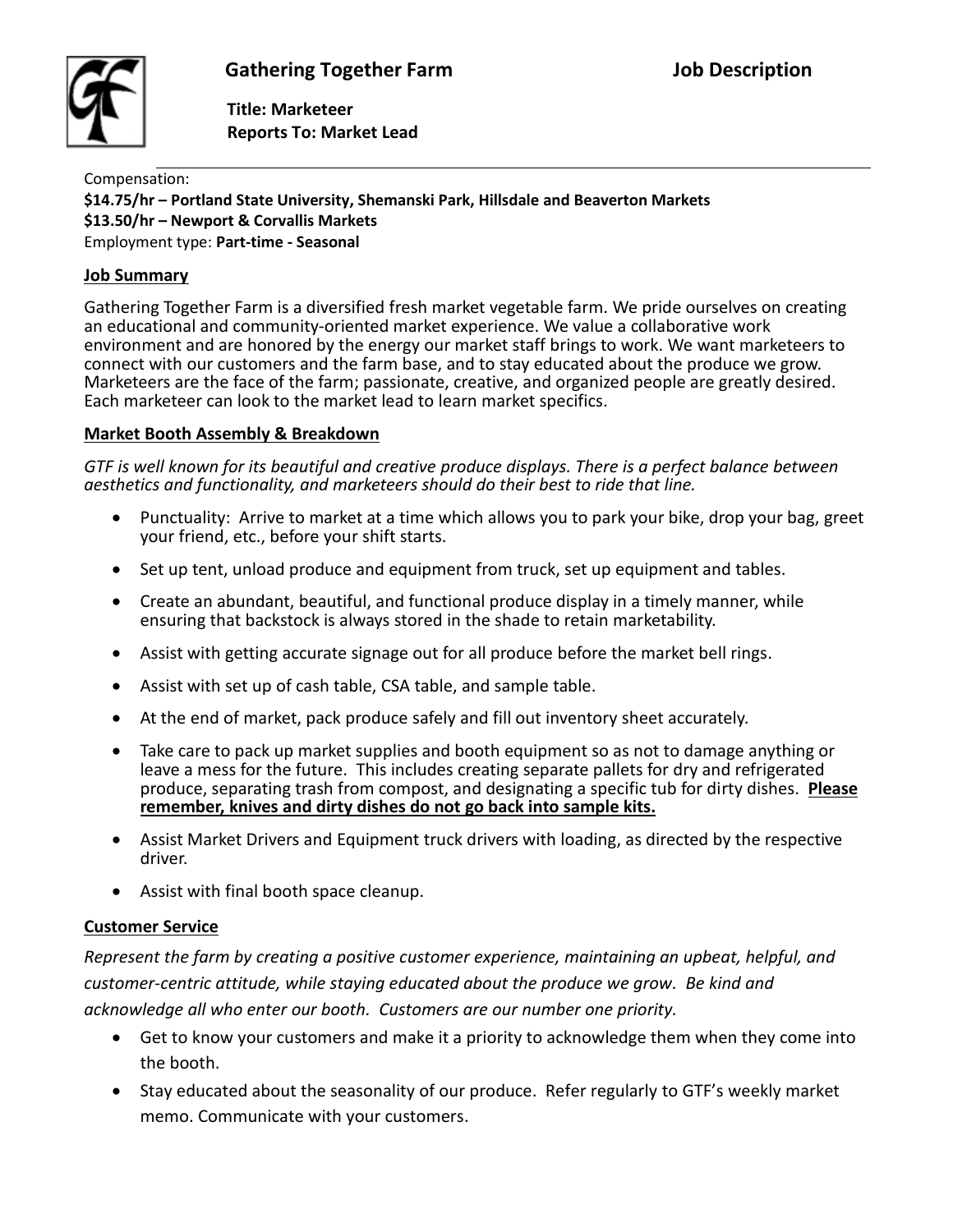# Gathering Together Farm — Job Description

**Title: Marketeer**
**Reports To: Market Lead**

Compensation:
**$14.75/hr – Portland State University, Shemanski Park, Hillsdale and Beaverton Markets**
**$13.50/hr – Newport & Corvallis Markets**
Employment type: **Part-time - Seasonal**

## Job Summary

Gathering Together Farm is a diversified fresh market vegetable farm. We pride ourselves on creating an educational and community-oriented market experience. We value a collaborative work environment and are honored by the energy our market staff brings to work. We want marketeers to connect with our customers and the farm base, and to stay educated about the produce we grow. Marketeers are the face of the farm; passionate, creative, and organized people are greatly desired. Each marketeer can look to the market lead to learn market specifics.

## Market Booth Assembly & Breakdown

*GTF is well known for its beautiful and creative produce displays. There is a perfect balance between aesthetics and functionality, and marketeers should do their best to ride that line.*

- Punctuality: Arrive to market at a time which allows you to park your bike, drop your bag, greet your friend, etc., before your shift starts.
- Set up tent, unload produce and equipment from truck, set up equipment and tables.
- Create an abundant, beautiful, and functional produce display in a timely manner, while ensuring that backstock is always stored in the shade to retain marketability.
- Assist with getting accurate signage out for all produce before the market bell rings.
- Assist with set up of cash table, CSA table, and sample table.
- At the end of market, pack produce safely and fill out inventory sheet accurately.
- Take care to pack up market supplies and booth equipment so as not to damage anything or leave a mess for the future. This includes creating separate pallets for dry and refrigerated produce, separating trash from compost, and designating a specific tub for dirty dishes. **Please remember, knives and dirty dishes do not go back into sample kits.**
- Assist Market Drivers and Equipment truck drivers with loading, as directed by the respective driver.
- Assist with final booth space cleanup.

## Customer Service

*Represent the farm by creating a positive customer experience, maintaining an upbeat, helpful, and customer-centric attitude, while staying educated about the produce we grow. Be kind and acknowledge all who enter our booth. Customers are our number one priority.*

- Get to know your customers and make it a priority to acknowledge them when they come into the booth.
- Stay educated about the seasonality of our produce. Refer regularly to GTF's weekly market memo. Communicate with your customers.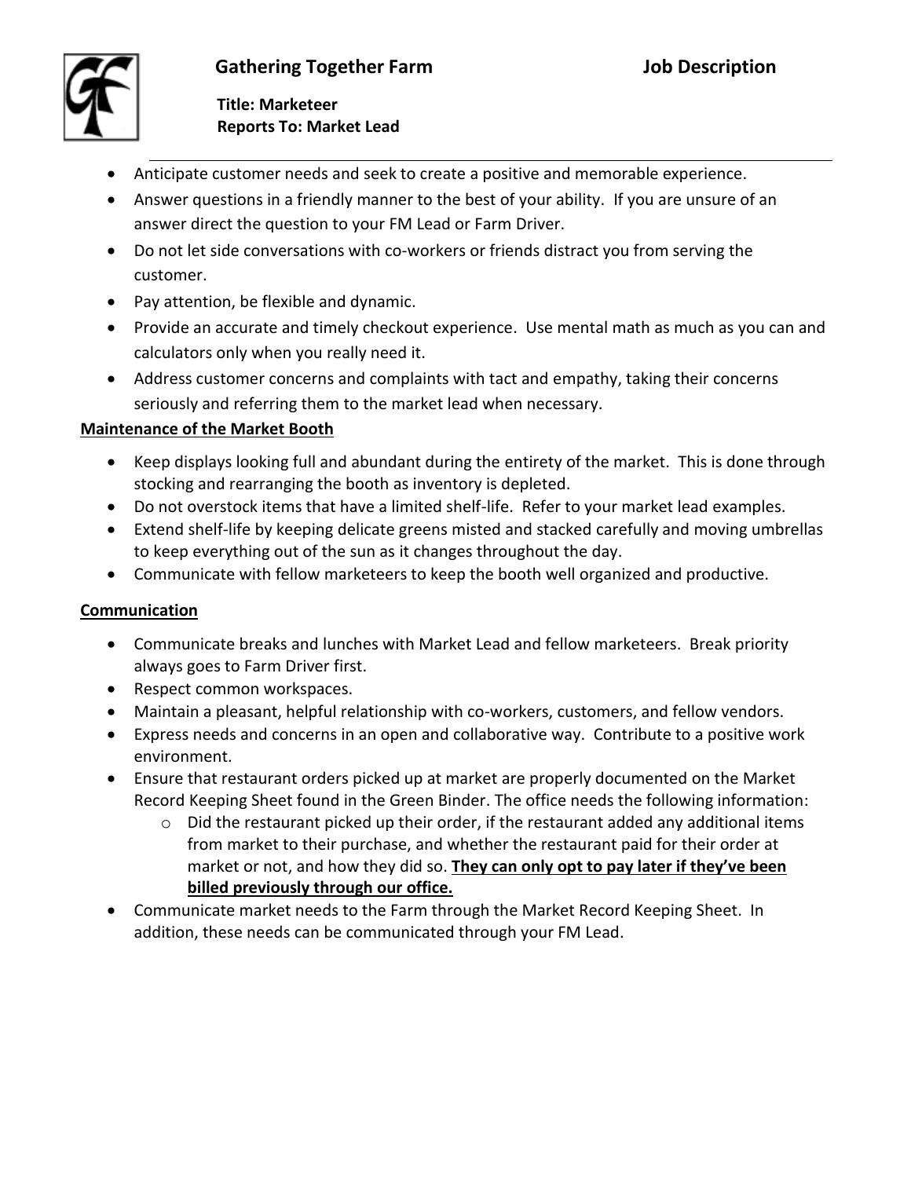- Anticipate customer needs and seek to create a positive and memorable experience.
- Answer questions in a friendly manner to the best of your ability. If you are unsure of an answer direct the question to your FM Lead or Farm Driver.
- Do not let side conversations with co-workers or friends distract you from serving the customer.
- Pay attention, be flexible and dynamic.
- Provide an accurate and timely checkout experience. Use mental math as much as you can and calculators only when you really need it.
- Address customer concerns and complaints with tact and empathy, taking their concerns seriously and referring them to the market lead when necessary.

**Maintenance of the Market Booth**

- Keep displays looking full and abundant during the entirety of the market. This is done through stocking and rearranging the booth as inventory is depleted.
- Do not overstock items that have a limited shelf-life. Refer to your market lead examples.
- Extend shelf-life by keeping delicate greens misted and stacked carefully and moving umbrellas to keep everything out of the sun as it changes throughout the day.
- Communicate with fellow marketeers to keep the booth well organized and productive.

**Communication**

- Communicate breaks and lunches with Market Lead and fellow marketeers. Break priority always goes to Farm Driver first.
- Respect common workspaces.
- Maintain a pleasant, helpful relationship with co-workers, customers, and fellow vendors.
- Express needs and concerns in an open and collaborative way. Contribute to a positive work environment.
- Ensure that restaurant orders picked up at market are properly documented on the Market Record Keeping Sheet found in the Green Binder. The office needs the following information:
    - Did the restaurant picked up their order, if the restaurant added any additional items from market to their purchase, and whether the restaurant paid for their order at market or not, and how they did so. **They can only opt to pay later if they've been billed previously through our office.**
- Communicate market needs to the Farm through the Market Record Keeping Sheet. In addition, these needs can be communicated through your FM Lead.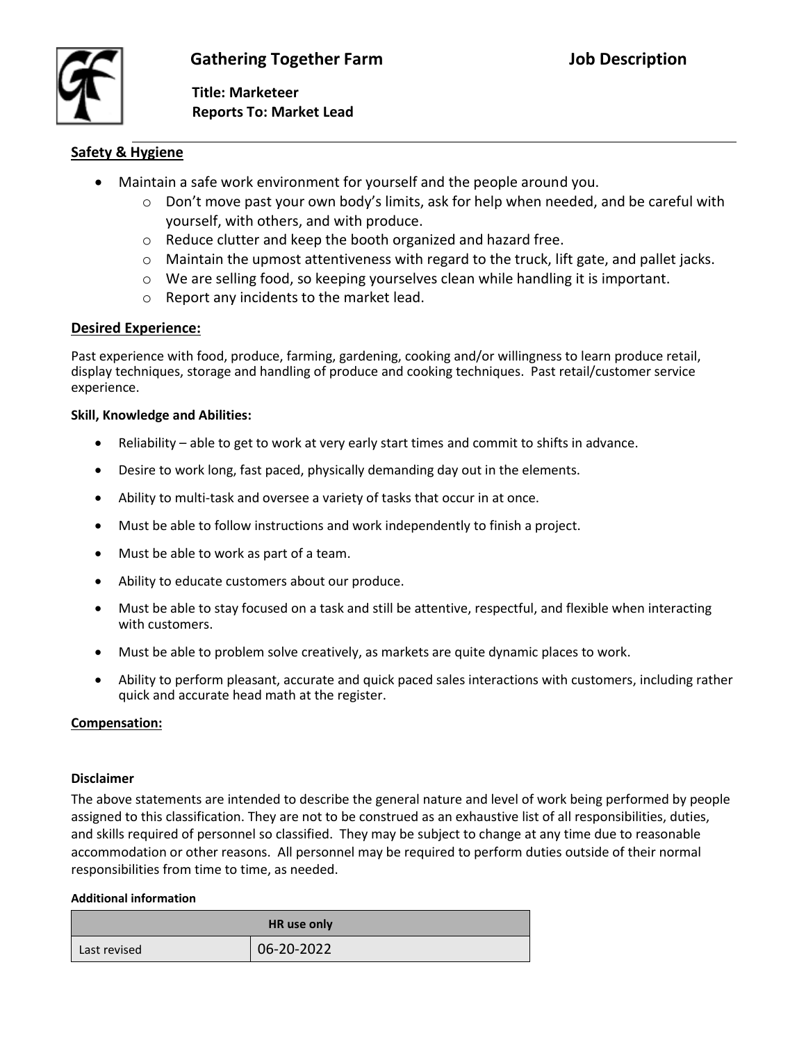# Gathering Together Farm Job Description

**Title: Marketeer**
**Reports To: Market Lead**

---

## Safety & Hygiene

- Maintain a safe work environment for yourself and the people around you.
  - Don't move past your own body's limits, ask for help when needed, and be careful with yourself, with others, and with produce.
  - Reduce clutter and keep the booth organized and hazard free.
  - Maintain the upmost attentiveness with regard to the truck, lift gate, and pallet jacks.
  - We are selling food, so keeping yourselves clean while handling it is important.
  - Report any incidents to the market lead.

## Desired Experience:

Past experience with food, produce, farming, gardening, cooking and/or willingness to learn produce retail, display techniques, storage and handling of produce and cooking techniques. Past retail/customer service experience.

**Skill, Knowledge and Abilities:**

- Reliability – able to get to work at very early start times and commit to shifts in advance.
- Desire to work long, fast paced, physically demanding day out in the elements.
- Ability to multi-task and oversee a variety of tasks that occur in at once.
- Must be able to follow instructions and work independently to finish a project.
- Must be able to work as part of a team.
- Ability to educate customers about our produce.
- Must be able to stay focused on a task and still be attentive, respectful, and flexible when interacting with customers.
- Must be able to problem solve creatively, as markets are quite dynamic places to work.
- Ability to perform pleasant, accurate and quick paced sales interactions with customers, including rather quick and accurate head math at the register.

## Compensation:

**Disclaimer**

The above statements are intended to describe the general nature and level of work being performed by people assigned to this classification. They are not to be construed as an exhaustive list of all responsibilities, duties, and skills required of personnel so classified. They may be subject to change at any time due to reasonable accommodation or other reasons. All personnel may be required to perform duties outside of their normal responsibilities from time to time, as needed.

**Additional information**

| HR use only | |
|---|---|
| Last revised | 06-20-2022 |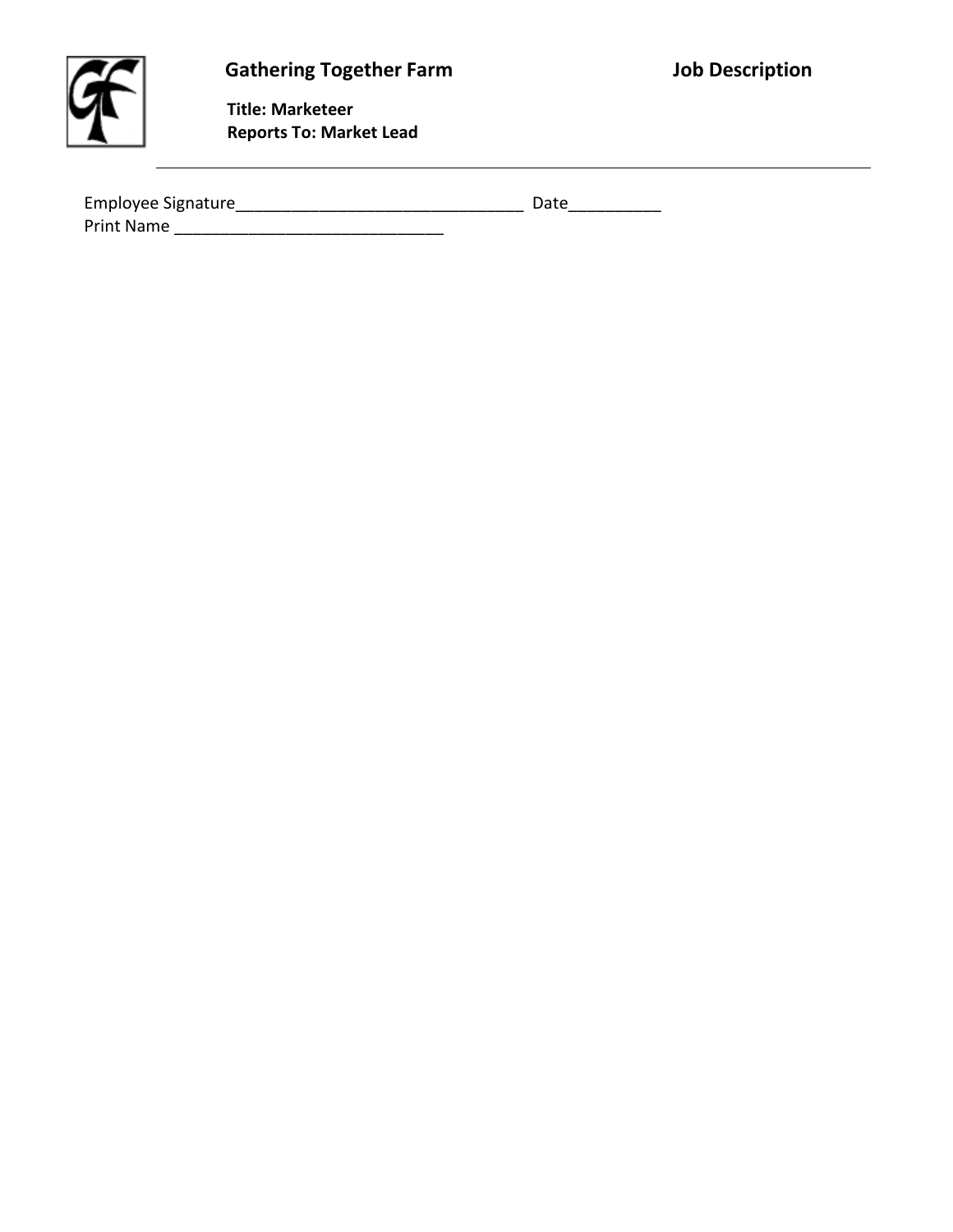**Gathering Together Farm** **Job Description**

**Title: Marketeer**
**Reports To: Market Lead**

---

Employee Signature_______________________________ Date__________
Print Name _____________________________